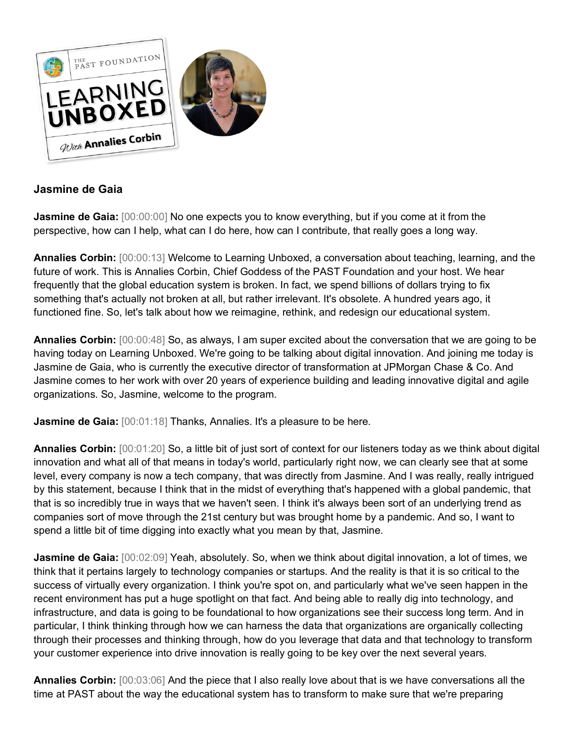**Jasmine de Gaia**

**Jasmine de Gaia:** [00:00:00] No one expects you to know everything, but if you come at it from the perspective, how can I help, what can I do here, how can I contribute, that really goes a long way.

**Annalies Corbin:** [00:00:13] Welcome to Learning Unboxed, a conversation about teaching, learning, and the future of work. This is Annalies Corbin, Chief Goddess of the PAST Foundation and your host. We hear frequently that the global education system is broken. In fact, we spend billions of dollars trying to fix something that's actually not broken at all, but rather irrelevant. It's obsolete. A hundred years ago, it functioned fine. So, let's talk about how we reimagine, rethink, and redesign our educational system.

**Annalies Corbin:** [00:00:48] So, as always, I am super excited about the conversation that we are going to be having today on Learning Unboxed. We're going to be talking about digital innovation. And joining me today is Jasmine de Gaia, who is currently the executive director of transformation at JPMorgan Chase & Co. And Jasmine comes to her work with over 20 years of experience building and leading innovative digital and agile organizations. So, Jasmine, welcome to the program.

**Jasmine de Gaia:** [00:01:18] Thanks, Annalies. It's a pleasure to be here.

**Annalies Corbin:** [00:01:20] So, a little bit of just sort of context for our listeners today as we think about digital innovation and what all of that means in today's world, particularly right now, we can clearly see that at some level, every company is now a tech company, that was directly from Jasmine. And I was really, really intrigued by this statement, because I think that in the midst of everything that's happened with a global pandemic, that that is so incredibly true in ways that we haven't seen. I think it's always been sort of an underlying trend as companies sort of move through the 21st century but was brought home by a pandemic. And so, I want to spend a little bit of time digging into exactly what you mean by that, Jasmine.

**Jasmine de Gaia:** [00:02:09] Yeah, absolutely. So, when we think about digital innovation, a lot of times, we think that it pertains largely to technology companies or startups. And the reality is that it is so critical to the success of virtually every organization. I think you're spot on, and particularly what we've seen happen in the recent environment has put a huge spotlight on that fact. And being able to really dig into technology, and infrastructure, and data is going to be foundational to how organizations see their success long term. And in particular, I think thinking through how we can harness the data that organizations are organically collecting through their processes and thinking through, how do you leverage that data and that technology to transform your customer experience into drive innovation is really going to be key over the next several years.

**Annalies Corbin:** [00:03:06] And the piece that I also really love about that is we have conversations all the time at PAST about the way the educational system has to transform to make sure that we're preparing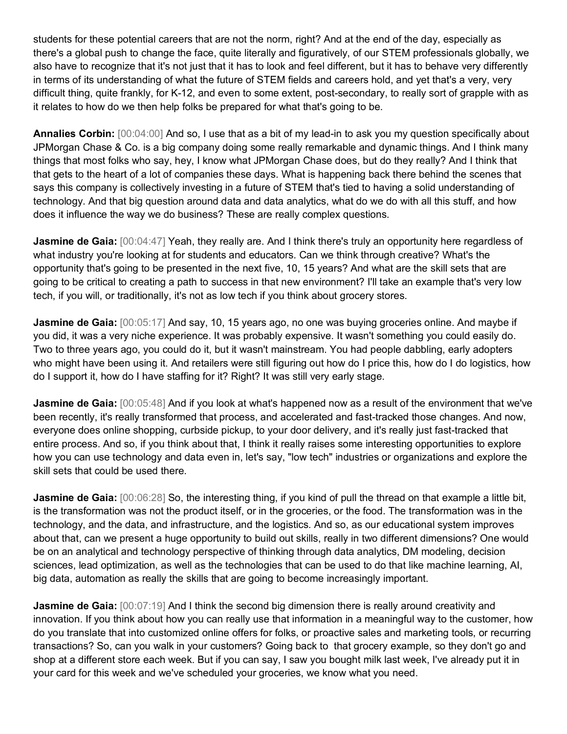students for these potential careers that are not the norm, right? And at the end of the day, especially as there's a global push to change the face, quite literally and figuratively, of our STEM professionals globally, we also have to recognize that it's not just that it has to look and feel different, but it has to behave very differently in terms of its understanding of what the future of STEM fields and careers hold, and yet that's a very, very difficult thing, quite frankly, for K-12, and even to some extent, post-secondary, to really sort of grapple with as it relates to how do we then help folks be prepared for what that's going to be.

**Annalies Corbin:** [00:04:00] And so, I use that as a bit of my lead-in to ask you my question specifically about JPMorgan Chase & Co. is a big company doing some really remarkable and dynamic things. And I think many things that most folks who say, hey, I know what JPMorgan Chase does, but do they really? And I think that that gets to the heart of a lot of companies these days. What is happening back there behind the scenes that says this company is collectively investing in a future of STEM that's tied to having a solid understanding of technology. And that big question around data and data analytics, what do we do with all this stuff, and how does it influence the way we do business? These are really complex questions.

**Jasmine de Gaia:** [00:04:47] Yeah, they really are. And I think there's truly an opportunity here regardless of what industry you're looking at for students and educators. Can we think through creative? What's the opportunity that's going to be presented in the next five, 10, 15 years? And what are the skill sets that are going to be critical to creating a path to success in that new environment? I'll take an example that's very low tech, if you will, or traditionally, it's not as low tech if you think about grocery stores.

**Jasmine de Gaia:** [00:05:17] And say, 10, 15 years ago, no one was buying groceries online. And maybe if you did, it was a very niche experience. It was probably expensive. It wasn't something you could easily do. Two to three years ago, you could do it, but it wasn't mainstream. You had people dabbling, early adopters who might have been using it. And retailers were still figuring out how do I price this, how do I do logistics, how do I support it, how do I have staffing for it? Right? It was still very early stage.

**Jasmine de Gaia:** [00:05:48] And if you look at what's happened now as a result of the environment that we've been recently, it's really transformed that process, and accelerated and fast-tracked those changes. And now, everyone does online shopping, curbside pickup, to your door delivery, and it's really just fast-tracked that entire process. And so, if you think about that, I think it really raises some interesting opportunities to explore how you can use technology and data even in, let's say, "low tech" industries or organizations and explore the skill sets that could be used there.

**Jasmine de Gaia:** [00:06:28] So, the interesting thing, if you kind of pull the thread on that example a little bit, is the transformation was not the product itself, or in the groceries, or the food. The transformation was in the technology, and the data, and infrastructure, and the logistics. And so, as our educational system improves about that, can we present a huge opportunity to build out skills, really in two different dimensions? One would be on an analytical and technology perspective of thinking through data analytics, DM modeling, decision sciences, lead optimization, as well as the technologies that can be used to do that like machine learning, AI, big data, automation as really the skills that are going to become increasingly important.

**Jasmine de Gaia:** [00:07:19] And I think the second big dimension there is really around creativity and innovation. If you think about how you can really use that information in a meaningful way to the customer, how do you translate that into customized online offers for folks, or proactive sales and marketing tools, or recurring transactions? So, can you walk in your customers? Going back to that grocery example, so they don't go and shop at a different store each week. But if you can say, I saw you bought milk last week, I've already put it in your card for this week and we've scheduled your groceries, we know what you need.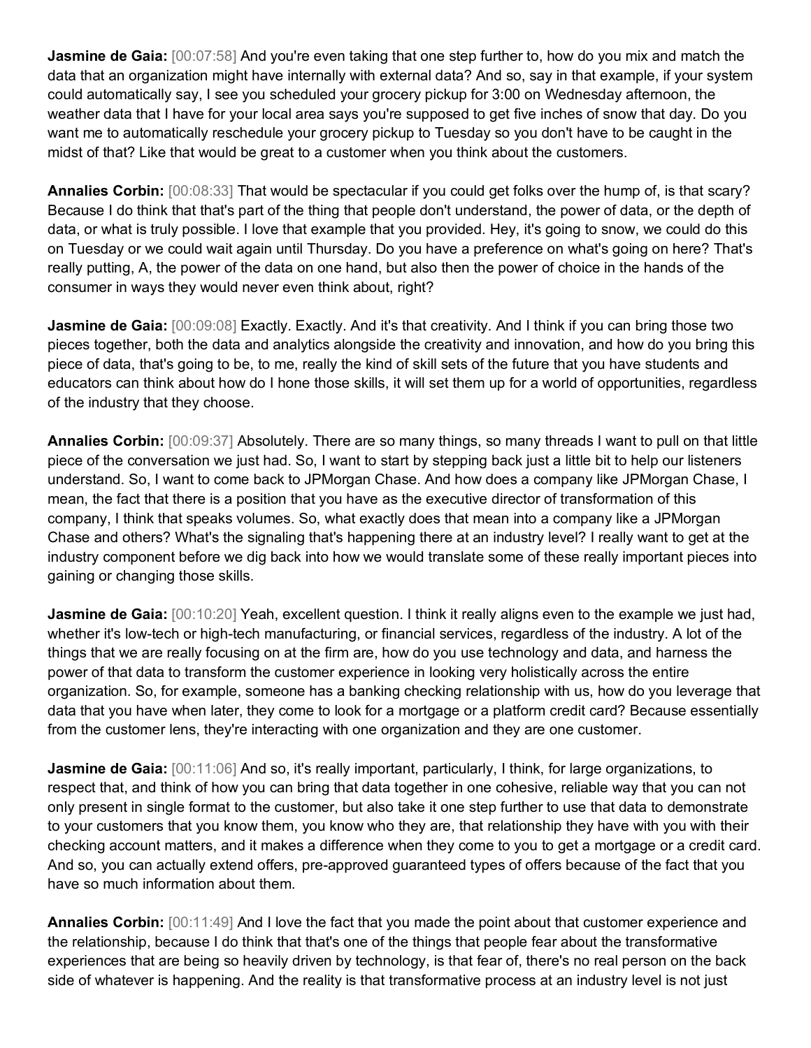**Jasmine de Gaia:** [00:07:58] And you're even taking that one step further to, how do you mix and match the data that an organization might have internally with external data? And so, say in that example, if your system could automatically say, I see you scheduled your grocery pickup for 3:00 on Wednesday afternoon, the weather data that I have for your local area says you're supposed to get five inches of snow that day. Do you want me to automatically reschedule your grocery pickup to Tuesday so you don't have to be caught in the midst of that? Like that would be great to a customer when you think about the customers.

**Annalies Corbin:** [00:08:33] That would be spectacular if you could get folks over the hump of, is that scary? Because I do think that that's part of the thing that people don't understand, the power of data, or the depth of data, or what is truly possible. I love that example that you provided. Hey, it's going to snow, we could do this on Tuesday or we could wait again until Thursday. Do you have a preference on what's going on here? That's really putting, A, the power of the data on one hand, but also then the power of choice in the hands of the consumer in ways they would never even think about, right?

**Jasmine de Gaia:** [00:09:08] Exactly. Exactly. And it's that creativity. And I think if you can bring those two pieces together, both the data and analytics alongside the creativity and innovation, and how do you bring this piece of data, that's going to be, to me, really the kind of skill sets of the future that you have students and educators can think about how do I hone those skills, it will set them up for a world of opportunities, regardless of the industry that they choose.

**Annalies Corbin:** [00:09:37] Absolutely. There are so many things, so many threads I want to pull on that little piece of the conversation we just had. So, I want to start by stepping back just a little bit to help our listeners understand. So, I want to come back to JPMorgan Chase. And how does a company like JPMorgan Chase, I mean, the fact that there is a position that you have as the executive director of transformation of this company, I think that speaks volumes. So, what exactly does that mean into a company like a JPMorgan Chase and others? What's the signaling that's happening there at an industry level? I really want to get at the industry component before we dig back into how we would translate some of these really important pieces into gaining or changing those skills.

**Jasmine de Gaia:** [00:10:20] Yeah, excellent question. I think it really aligns even to the example we just had, whether it's low-tech or high-tech manufacturing, or financial services, regardless of the industry. A lot of the things that we are really focusing on at the firm are, how do you use technology and data, and harness the power of that data to transform the customer experience in looking very holistically across the entire organization. So, for example, someone has a banking checking relationship with us, how do you leverage that data that you have when later, they come to look for a mortgage or a platform credit card? Because essentially from the customer lens, they're interacting with one organization and they are one customer.

**Jasmine de Gaia:** [00:11:06] And so, it's really important, particularly, I think, for large organizations, to respect that, and think of how you can bring that data together in one cohesive, reliable way that you can not only present in single format to the customer, but also take it one step further to use that data to demonstrate to your customers that you know them, you know who they are, that relationship they have with you with their checking account matters, and it makes a difference when they come to you to get a mortgage or a credit card. And so, you can actually extend offers, pre-approved guaranteed types of offers because of the fact that you have so much information about them.

**Annalies Corbin:** [00:11:49] And I love the fact that you made the point about that customer experience and the relationship, because I do think that that's one of the things that people fear about the transformative experiences that are being so heavily driven by technology, is that fear of, there's no real person on the back side of whatever is happening. And the reality is that transformative process at an industry level is not just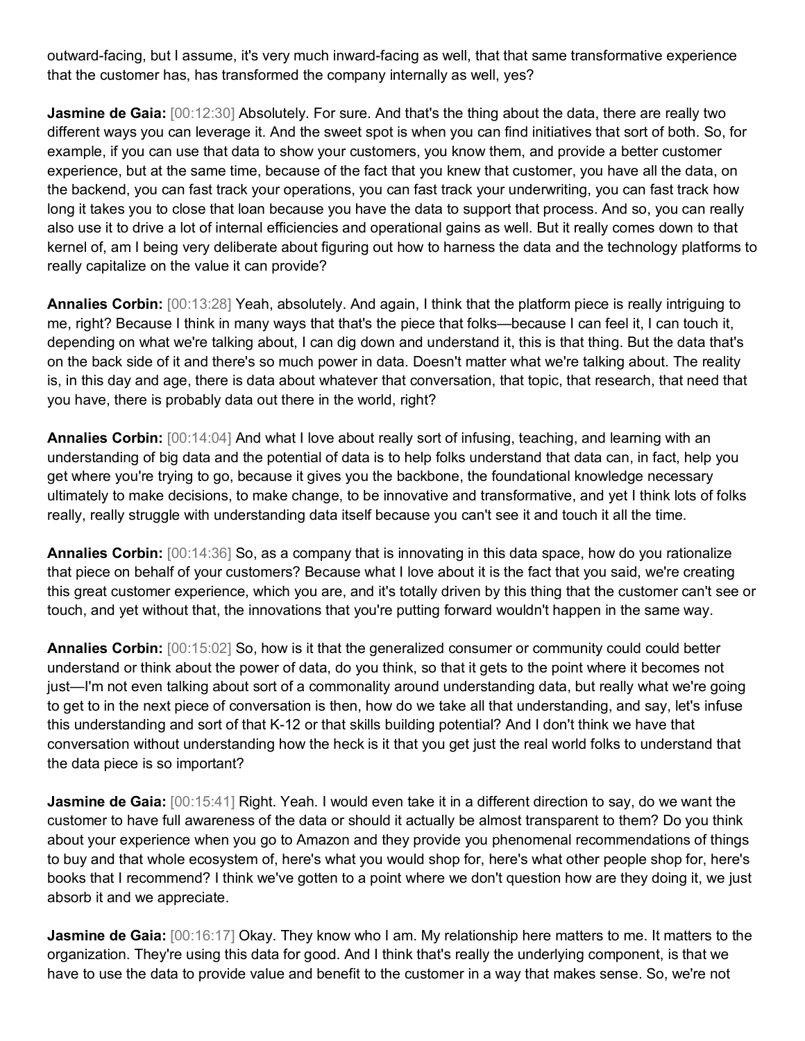outward-facing, but I assume, it's very much inward-facing as well, that that same transformative experience that the customer has, has transformed the company internally as well, yes?

**Jasmine de Gaia:** [00:12:30] Absolutely. For sure. And that's the thing about the data, there are really two different ways you can leverage it. And the sweet spot is when you can find initiatives that sort of both. So, for example, if you can use that data to show your customers, you know them, and provide a better customer experience, but at the same time, because of the fact that you knew that customer, you have all the data, on the backend, you can fast track your operations, you can fast track your underwriting, you can fast track how long it takes you to close that loan because you have the data to support that process. And so, you can really also use it to drive a lot of internal efficiencies and operational gains as well. But it really comes down to that kernel of, am I being very deliberate about figuring out how to harness the data and the technology platforms to really capitalize on the value it can provide?

**Annalies Corbin:** [00:13:28] Yeah, absolutely. And again, I think that the platform piece is really intriguing to me, right? Because I think in many ways that that's the piece that folks—because I can feel it, I can touch it, depending on what we're talking about, I can dig down and understand it, this is that thing. But the data that's on the back side of it and there's so much power in data. Doesn't matter what we're talking about. The reality is, in this day and age, there is data about whatever that conversation, that topic, that research, that need that you have, there is probably data out there in the world, right?

**Annalies Corbin:** [00:14:04] And what I love about really sort of infusing, teaching, and learning with an understanding of big data and the potential of data is to help folks understand that data can, in fact, help you get where you're trying to go, because it gives you the backbone, the foundational knowledge necessary ultimately to make decisions, to make change, to be innovative and transformative, and yet I think lots of folks really, really struggle with understanding data itself because you can't see it and touch it all the time.

**Annalies Corbin:** [00:14:36] So, as a company that is innovating in this data space, how do you rationalize that piece on behalf of your customers? Because what I love about it is the fact that you said, we're creating this great customer experience, which you are, and it's totally driven by this thing that the customer can't see or touch, and yet without that, the innovations that you're putting forward wouldn't happen in the same way.

**Annalies Corbin:** [00:15:02] So, how is it that the generalized consumer or community could could better understand or think about the power of data, do you think, so that it gets to the point where it becomes not just—I'm not even talking about sort of a commonality around understanding data, but really what we're going to get to in the next piece of conversation is then, how do we take all that understanding, and say, let's infuse this understanding and sort of that K-12 or that skills building potential? And I don't think we have that conversation without understanding how the heck is it that you get just the real world folks to understand that the data piece is so important?

**Jasmine de Gaia:** [00:15:41] Right. Yeah. I would even take it in a different direction to say, do we want the customer to have full awareness of the data or should it actually be almost transparent to them? Do you think about your experience when you go to Amazon and they provide you phenomenal recommendations of things to buy and that whole ecosystem of, here's what you would shop for, here's what other people shop for, here's books that I recommend? I think we've gotten to a point where we don't question how are they doing it, we just absorb it and we appreciate.

**Jasmine de Gaia:** [00:16:17] Okay. They know who I am. My relationship here matters to me. It matters to the organization. They're using this data for good. And I think that's really the underlying component, is that we have to use the data to provide value and benefit to the customer in a way that makes sense. So, we're not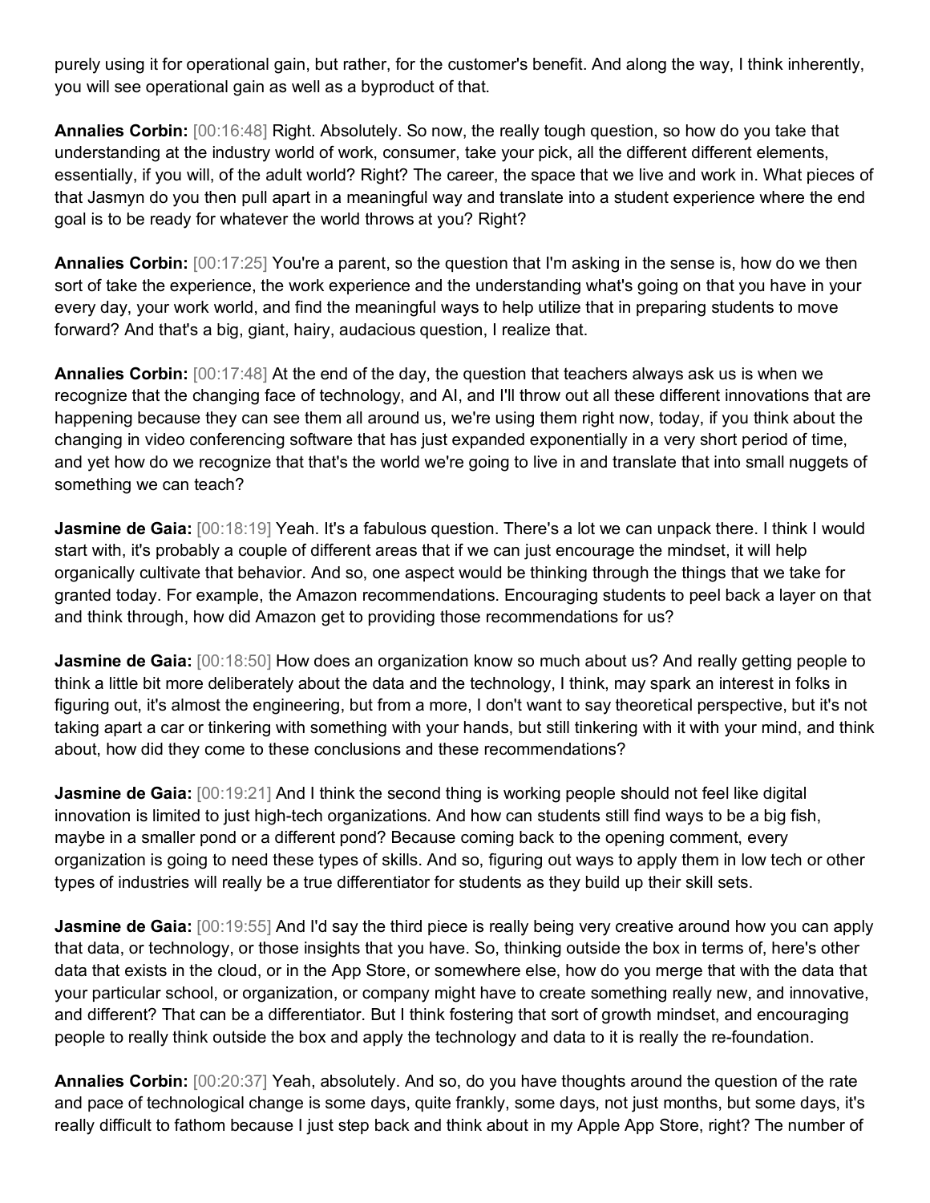purely using it for operational gain, but rather, for the customer's benefit. And along the way, I think inherently, you will see operational gain as well as a byproduct of that.

**Annalies Corbin:** [00:16:48] Right. Absolutely. So now, the really tough question, so how do you take that understanding at the industry world of work, consumer, take your pick, all the different different elements, essentially, if you will, of the adult world? Right? The career, the space that we live and work in. What pieces of that Jasmyn do you then pull apart in a meaningful way and translate into a student experience where the end goal is to be ready for whatever the world throws at you? Right?

**Annalies Corbin:** [00:17:25] You're a parent, so the question that I'm asking in the sense is, how do we then sort of take the experience, the work experience and the understanding what's going on that you have in your every day, your work world, and find the meaningful ways to help utilize that in preparing students to move forward? And that's a big, giant, hairy, audacious question, I realize that.

**Annalies Corbin:** [00:17:48] At the end of the day, the question that teachers always ask us is when we recognize that the changing face of technology, and AI, and I'll throw out all these different innovations that are happening because they can see them all around us, we're using them right now, today, if you think about the changing in video conferencing software that has just expanded exponentially in a very short period of time, and yet how do we recognize that that's the world we're going to live in and translate that into small nuggets of something we can teach?

**Jasmine de Gaia:** [00:18:19] Yeah. It's a fabulous question. There's a lot we can unpack there. I think I would start with, it's probably a couple of different areas that if we can just encourage the mindset, it will help organically cultivate that behavior. And so, one aspect would be thinking through the things that we take for granted today. For example, the Amazon recommendations. Encouraging students to peel back a layer on that and think through, how did Amazon get to providing those recommendations for us?

**Jasmine de Gaia:** [00:18:50] How does an organization know so much about us? And really getting people to think a little bit more deliberately about the data and the technology, I think, may spark an interest in folks in figuring out, it's almost the engineering, but from a more, I don't want to say theoretical perspective, but it's not taking apart a car or tinkering with something with your hands, but still tinkering with it with your mind, and think about, how did they come to these conclusions and these recommendations?

**Jasmine de Gaia:** [00:19:21] And I think the second thing is working people should not feel like digital innovation is limited to just high-tech organizations. And how can students still find ways to be a big fish, maybe in a smaller pond or a different pond? Because coming back to the opening comment, every organization is going to need these types of skills. And so, figuring out ways to apply them in low tech or other types of industries will really be a true differentiator for students as they build up their skill sets.

**Jasmine de Gaia:** [00:19:55] And I'd say the third piece is really being very creative around how you can apply that data, or technology, or those insights that you have. So, thinking outside the box in terms of, here's other data that exists in the cloud, or in the App Store, or somewhere else, how do you merge that with the data that your particular school, or organization, or company might have to create something really new, and innovative, and different? That can be a differentiator. But I think fostering that sort of growth mindset, and encouraging people to really think outside the box and apply the technology and data to it is really the re-foundation.

**Annalies Corbin:** [00:20:37] Yeah, absolutely. And so, do you have thoughts around the question of the rate and pace of technological change is some days, quite frankly, some days, not just months, but some days, it's really difficult to fathom because I just step back and think about in my Apple App Store, right? The number of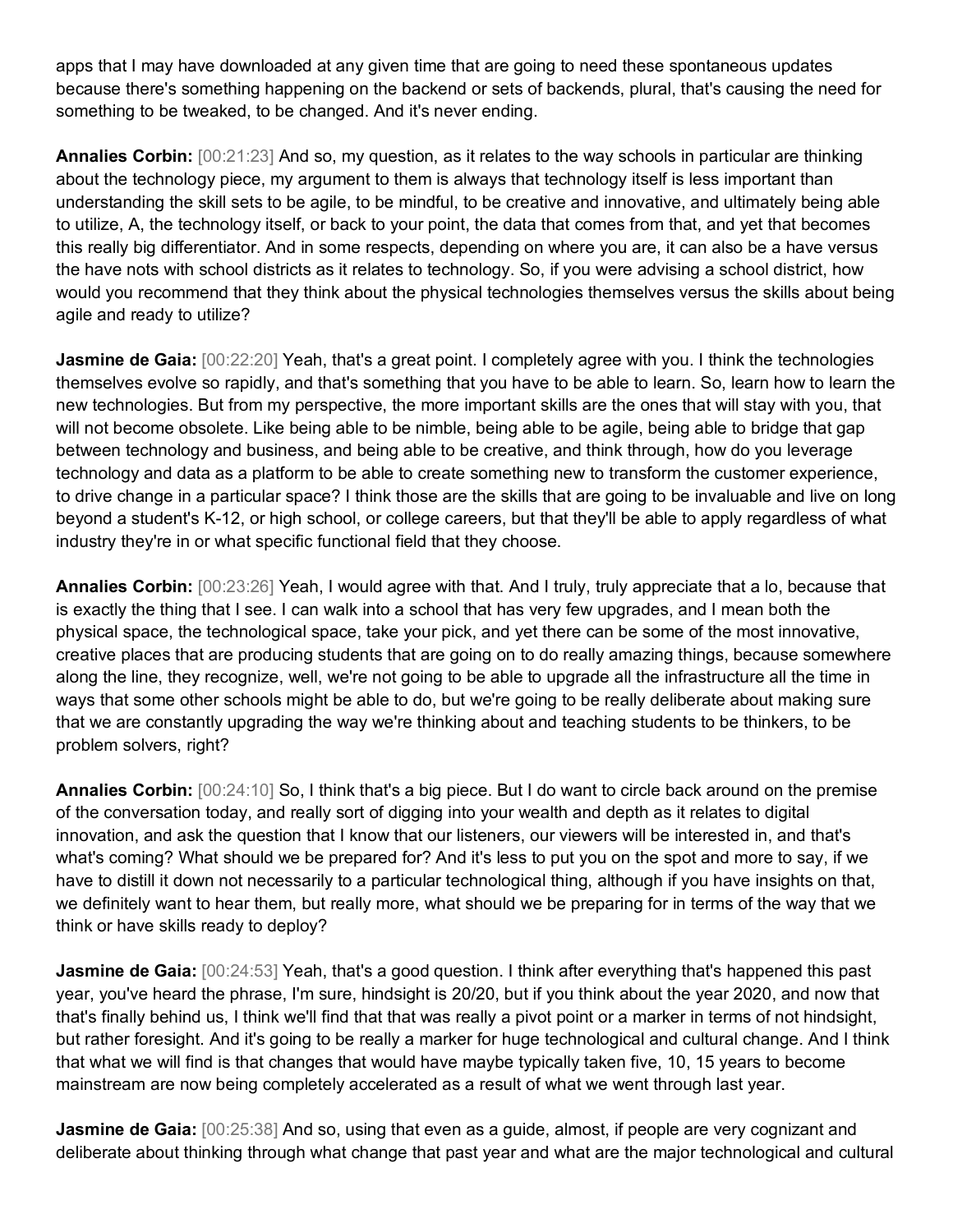apps that I may have downloaded at any given time that are going to need these spontaneous updates because there's something happening on the backend or sets of backends, plural, that's causing the need for something to be tweaked, to be changed. And it's never ending.

**Annalies Corbin:** [00:21:23] And so, my question, as it relates to the way schools in particular are thinking about the technology piece, my argument to them is always that technology itself is less important than understanding the skill sets to be agile, to be mindful, to be creative and innovative, and ultimately being able to utilize, A, the technology itself, or back to your point, the data that comes from that, and yet that becomes this really big differentiator. And in some respects, depending on where you are, it can also be a have versus the have nots with school districts as it relates to technology. So, if you were advising a school district, how would you recommend that they think about the physical technologies themselves versus the skills about being agile and ready to utilize?

**Jasmine de Gaia:** [00:22:20] Yeah, that's a great point. I completely agree with you. I think the technologies themselves evolve so rapidly, and that's something that you have to be able to learn. So, learn how to learn the new technologies. But from my perspective, the more important skills are the ones that will stay with you, that will not become obsolete. Like being able to be nimble, being able to be agile, being able to bridge that gap between technology and business, and being able to be creative, and think through, how do you leverage technology and data as a platform to be able to create something new to transform the customer experience, to drive change in a particular space? I think those are the skills that are going to be invaluable and live on long beyond a student's K-12, or high school, or college careers, but that they'll be able to apply regardless of what industry they're in or what specific functional field that they choose.

**Annalies Corbin:** [00:23:26] Yeah, I would agree with that. And I truly, truly appreciate that a lo, because that is exactly the thing that I see. I can walk into a school that has very few upgrades, and I mean both the physical space, the technological space, take your pick, and yet there can be some of the most innovative, creative places that are producing students that are going on to do really amazing things, because somewhere along the line, they recognize, well, we're not going to be able to upgrade all the infrastructure all the time in ways that some other schools might be able to do, but we're going to be really deliberate about making sure that we are constantly upgrading the way we're thinking about and teaching students to be thinkers, to be problem solvers, right?

**Annalies Corbin:** [00:24:10] So, I think that's a big piece. But I do want to circle back around on the premise of the conversation today, and really sort of digging into your wealth and depth as it relates to digital innovation, and ask the question that I know that our listeners, our viewers will be interested in, and that's what's coming? What should we be prepared for? And it's less to put you on the spot and more to say, if we have to distill it down not necessarily to a particular technological thing, although if you have insights on that, we definitely want to hear them, but really more, what should we be preparing for in terms of the way that we think or have skills ready to deploy?

**Jasmine de Gaia:** [00:24:53] Yeah, that's a good question. I think after everything that's happened this past year, you've heard the phrase, I'm sure, hindsight is 20/20, but if you think about the year 2020, and now that that's finally behind us, I think we'll find that that was really a pivot point or a marker in terms of not hindsight, but rather foresight. And it's going to be really a marker for huge technological and cultural change. And I think that what we will find is that changes that would have maybe typically taken five, 10, 15 years to become mainstream are now being completely accelerated as a result of what we went through last year.

**Jasmine de Gaia:** [00:25:38] And so, using that even as a guide, almost, if people are very cognizant and deliberate about thinking through what change that past year and what are the major technological and cultural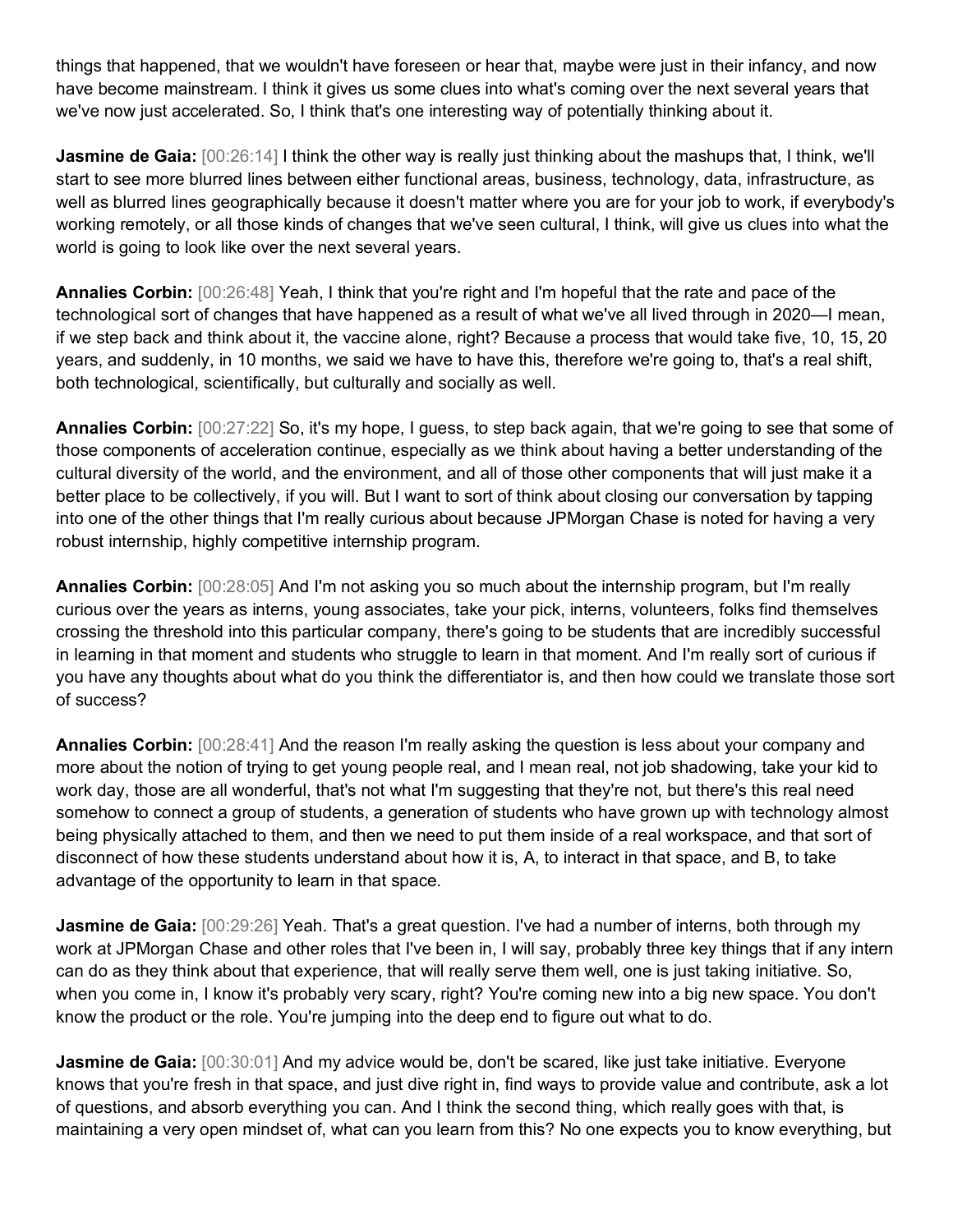things that happened, that we wouldn't have foreseen or hear that, maybe were just in their infancy, and now have become mainstream. I think it gives us some clues into what's coming over the next several years that we've now just accelerated. So, I think that's one interesting way of potentially thinking about it.

**Jasmine de Gaia:** [00:26:14] I think the other way is really just thinking about the mashups that, I think, we'll start to see more blurred lines between either functional areas, business, technology, data, infrastructure, as well as blurred lines geographically because it doesn't matter where you are for your job to work, if everybody's working remotely, or all those kinds of changes that we've seen cultural, I think, will give us clues into what the world is going to look like over the next several years.

**Annalies Corbin:** [00:26:48] Yeah, I think that you're right and I'm hopeful that the rate and pace of the technological sort of changes that have happened as a result of what we've all lived through in 2020—I mean, if we step back and think about it, the vaccine alone, right? Because a process that would take five, 10, 15, 20 years, and suddenly, in 10 months, we said we have to have this, therefore we're going to, that's a real shift, both technological, scientifically, but culturally and socially as well.

**Annalies Corbin:** [00:27:22] So, it's my hope, I guess, to step back again, that we're going to see that some of those components of acceleration continue, especially as we think about having a better understanding of the cultural diversity of the world, and the environment, and all of those other components that will just make it a better place to be collectively, if you will. But I want to sort of think about closing our conversation by tapping into one of the other things that I'm really curious about because JPMorgan Chase is noted for having a very robust internship, highly competitive internship program.

**Annalies Corbin:** [00:28:05] And I'm not asking you so much about the internship program, but I'm really curious over the years as interns, young associates, take your pick, interns, volunteers, folks find themselves crossing the threshold into this particular company, there's going to be students that are incredibly successful in learning in that moment and students who struggle to learn in that moment. And I'm really sort of curious if you have any thoughts about what do you think the differentiator is, and then how could we translate those sort of success?

**Annalies Corbin:** [00:28:41] And the reason I'm really asking the question is less about your company and more about the notion of trying to get young people real, and I mean real, not job shadowing, take your kid to work day, those are all wonderful, that's not what I'm suggesting that they're not, but there's this real need somehow to connect a group of students, a generation of students who have grown up with technology almost being physically attached to them, and then we need to put them inside of a real workspace, and that sort of disconnect of how these students understand about how it is, A, to interact in that space, and B, to take advantage of the opportunity to learn in that space.

**Jasmine de Gaia:** [00:29:26] Yeah. That's a great question. I've had a number of interns, both through my work at JPMorgan Chase and other roles that I've been in, I will say, probably three key things that if any intern can do as they think about that experience, that will really serve them well, one is just taking initiative. So, when you come in, I know it's probably very scary, right? You're coming new into a big new space. You don't know the product or the role. You're jumping into the deep end to figure out what to do.

**Jasmine de Gaia:** [00:30:01] And my advice would be, don't be scared, like just take initiative. Everyone knows that you're fresh in that space, and just dive right in, find ways to provide value and contribute, ask a lot of questions, and absorb everything you can. And I think the second thing, which really goes with that, is maintaining a very open mindset of, what can you learn from this? No one expects you to know everything, but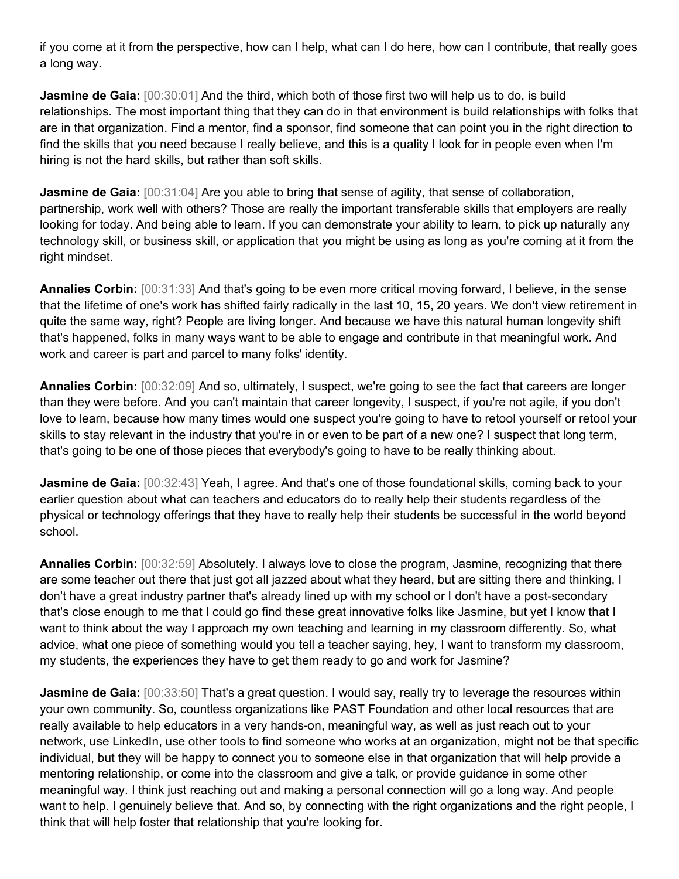if you come at it from the perspective, how can I help, what can I do here, how can I contribute, that really goes a long way.

**Jasmine de Gaia:** [00:30:01] And the third, which both of those first two will help us to do, is build relationships. The most important thing that they can do in that environment is build relationships with folks that are in that organization. Find a mentor, find a sponsor, find someone that can point you in the right direction to find the skills that you need because I really believe, and this is a quality I look for in people even when I'm hiring is not the hard skills, but rather than soft skills.

**Jasmine de Gaia:** [00:31:04] Are you able to bring that sense of agility, that sense of collaboration, partnership, work well with others? Those are really the important transferable skills that employers are really looking for today. And being able to learn. If you can demonstrate your ability to learn, to pick up naturally any technology skill, or business skill, or application that you might be using as long as you're coming at it from the right mindset.

**Annalies Corbin:** [00:31:33] And that's going to be even more critical moving forward, I believe, in the sense that the lifetime of one's work has shifted fairly radically in the last 10, 15, 20 years. We don't view retirement in quite the same way, right? People are living longer. And because we have this natural human longevity shift that's happened, folks in many ways want to be able to engage and contribute in that meaningful work. And work and career is part and parcel to many folks' identity.

**Annalies Corbin:** [00:32:09] And so, ultimately, I suspect, we're going to see the fact that careers are longer than they were before. And you can't maintain that career longevity, I suspect, if you're not agile, if you don't love to learn, because how many times would one suspect you're going to have to retool yourself or retool your skills to stay relevant in the industry that you're in or even to be part of a new one? I suspect that long term, that's going to be one of those pieces that everybody's going to have to be really thinking about.

**Jasmine de Gaia:** [00:32:43] Yeah, I agree. And that's one of those foundational skills, coming back to your earlier question about what can teachers and educators do to really help their students regardless of the physical or technology offerings that they have to really help their students be successful in the world beyond school.

**Annalies Corbin:** [00:32:59] Absolutely. I always love to close the program, Jasmine, recognizing that there are some teacher out there that just got all jazzed about what they heard, but are sitting there and thinking, I don't have a great industry partner that's already lined up with my school or I don't have a post-secondary that's close enough to me that I could go find these great innovative folks like Jasmine, but yet I know that I want to think about the way I approach my own teaching and learning in my classroom differently. So, what advice, what one piece of something would you tell a teacher saying, hey, I want to transform my classroom, my students, the experiences they have to get them ready to go and work for Jasmine?

**Jasmine de Gaia:** [00:33:50] That's a great question. I would say, really try to leverage the resources within your own community. So, countless organizations like PAST Foundation and other local resources that are really available to help educators in a very hands-on, meaningful way, as well as just reach out to your network, use LinkedIn, use other tools to find someone who works at an organization, might not be that specific individual, but they will be happy to connect you to someone else in that organization that will help provide a mentoring relationship, or come into the classroom and give a talk, or provide guidance in some other meaningful way. I think just reaching out and making a personal connection will go a long way. And people want to help. I genuinely believe that. And so, by connecting with the right organizations and the right people, I think that will help foster that relationship that you're looking for.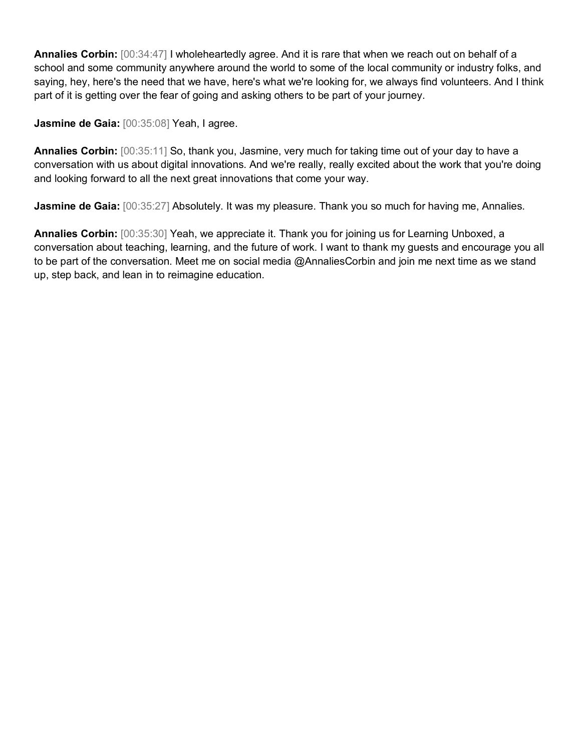**Annalies Corbin:** [00:34:47] I wholeheartedly agree. And it is rare that when we reach out on behalf of a school and some community anywhere around the world to some of the local community or industry folks, and saying, hey, here's the need that we have, here's what we're looking for, we always find volunteers. And I think part of it is getting over the fear of going and asking others to be part of your journey.

**Jasmine de Gaia:** [00:35:08] Yeah, I agree.

**Annalies Corbin:** [00:35:11] So, thank you, Jasmine, very much for taking time out of your day to have a conversation with us about digital innovations. And we're really, really excited about the work that you're doing and looking forward to all the next great innovations that come your way.

**Jasmine de Gaia:** [00:35:27] Absolutely. It was my pleasure. Thank you so much for having me, Annalies.

**Annalies Corbin:** [00:35:30] Yeah, we appreciate it. Thank you for joining us for Learning Unboxed, a conversation about teaching, learning, and the future of work. I want to thank my guests and encourage you all to be part of the conversation. Meet me on social media @AnnaliesCorbin and join me next time as we stand up, step back, and lean in to reimagine education.